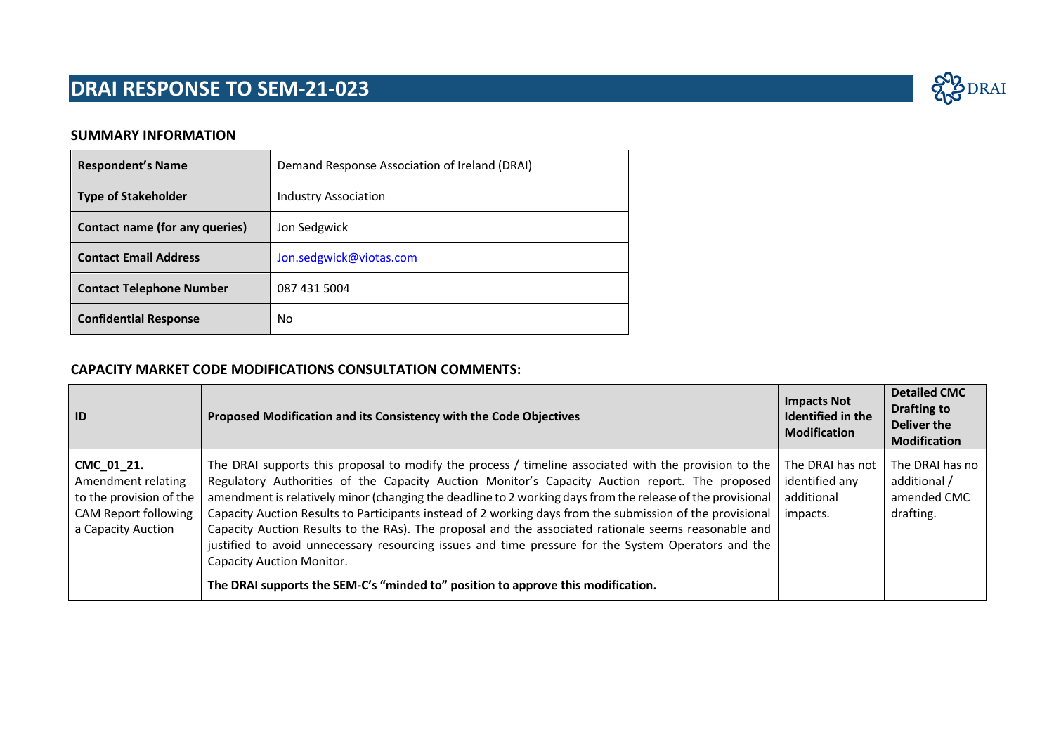# DRAI RESPONSE TO SEM-21-023

DRAI

## SUMMARY INFORMATION

| Respondent's Name | Demand Response Association of Ireland (DRAI) |
|---|---|
| Type of Stakeholder | Industry Association |
| Contact name (for any queries) | Jon Sedgwick |
| Contact Email Address | Jon.sedgwick@viotas.com |
| Contact Telephone Number | 087 431 5004 |
| Confidential Response | No |

## CAPACITY MARKET CODE MODIFICATIONS CONSULTATION COMMENTS:

| ID | Proposed Modification and its Consistency with the Code Objectives | Impacts Not Identified in the Modification | Detailed CMC Drafting to Deliver the Modification |
|---|---|---|---|
| **CMC_01_21.** Amendment relating to the provision of the CAM Report following a Capacity Auction | The DRAI supports this proposal to modify the process / timeline associated with the provision to the Regulatory Authorities of the Capacity Auction Monitor's Capacity Auction report. The proposed amendment is relatively minor (changing the deadline to 2 working days from the release of the provisional Capacity Auction Results to Participants instead of 2 working days from the submission of the provisional Capacity Auction Results to the RAs). The proposal and the associated rationale seems reasonable and justified to avoid unnecessary resourcing issues and time pressure for the System Operators and the Capacity Auction Monitor.<br><br>**The DRAI supports the SEM-C's "minded to" position to approve this modification.** | The DRAI has not identified any additional impacts. | The DRAI has no additional / amended CMC drafting. |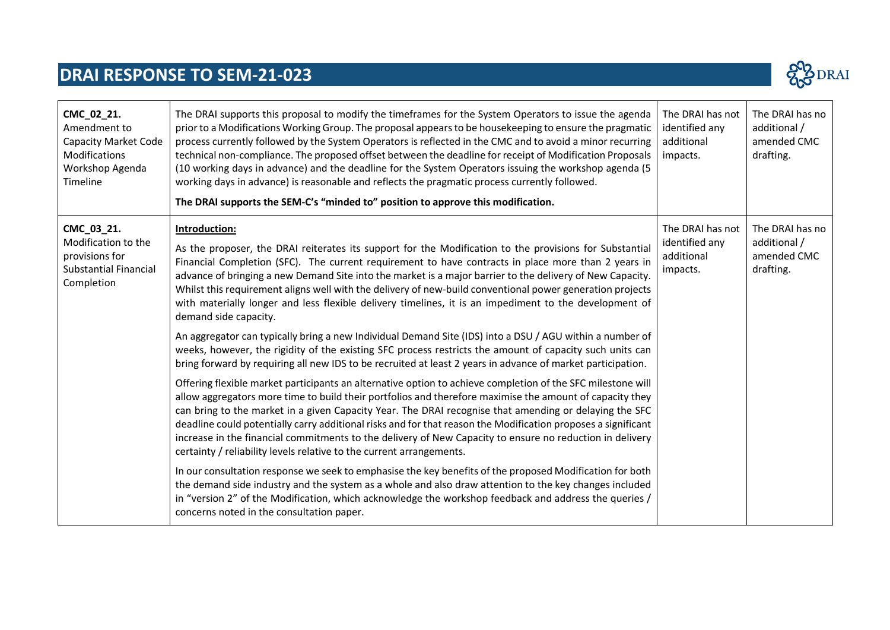# DRAI RESPONSE TO SEM-21-023

| | | | |
|---|---|---|---|
| **CMC_02_21.** Amendment to Capacity Market Code Modifications Workshop Agenda Timeline | The DRAI supports this proposal to modify the timeframes for the System Operators to issue the agenda prior to a Modifications Working Group. The proposal appears to be housekeeping to ensure the pragmatic process currently followed by the System Operators is reflected in the CMC and to avoid a minor recurring technical non-compliance. The proposed offset between the deadline for receipt of Modification Proposals (10 working days in advance) and the deadline for the System Operators issuing the workshop agenda (5 working days in advance) is reasonable and reflects the pragmatic process currently followed.<br><br>**The DRAI supports the SEM-C's "minded to" position to approve this modification.** | The DRAI has not identified any additional impacts. | The DRAI has no additional / amended CMC drafting. |
| **CMC_03_21.** Modification to the provisions for Substantial Financial Completion | **<u>Introduction:</u>**<br><br>As the proposer, the DRAI reiterates its support for the Modification to the provisions for Substantial Financial Completion (SFC). The current requirement to have contracts in place more than 2 years in advance of bringing a new Demand Site into the market is a major barrier to the delivery of New Capacity. Whilst this requirement aligns well with the delivery of new-build conventional power generation projects with materially longer and less flexible delivery timelines, it is an impediment to the development of demand side capacity.<br><br>An aggregator can typically bring a new Individual Demand Site (IDS) into a DSU / AGU within a number of weeks, however, the rigidity of the existing SFC process restricts the amount of capacity such units can bring forward by requiring all new IDS to be recruited at least 2 years in advance of market participation.<br><br>Offering flexible market participants an alternative option to achieve completion of the SFC milestone will allow aggregators more time to build their portfolios and therefore maximise the amount of capacity they can bring to the market in a given Capacity Year. The DRAI recognise that amending or delaying the SFC deadline could potentially carry additional risks and for that reason the Modification proposes a significant increase in the financial commitments to the delivery of New Capacity to ensure no reduction in delivery certainty / reliability levels relative to the current arrangements.<br><br>In our consultation response we seek to emphasise the key benefits of the proposed Modification for both the demand side industry and the system as a whole and also draw attention to the key changes included in "version 2" of the Modification, which acknowledge the workshop feedback and address the queries / concerns noted in the consultation paper. | The DRAI has not identified any additional impacts. | The DRAI has no additional / amended CMC drafting. |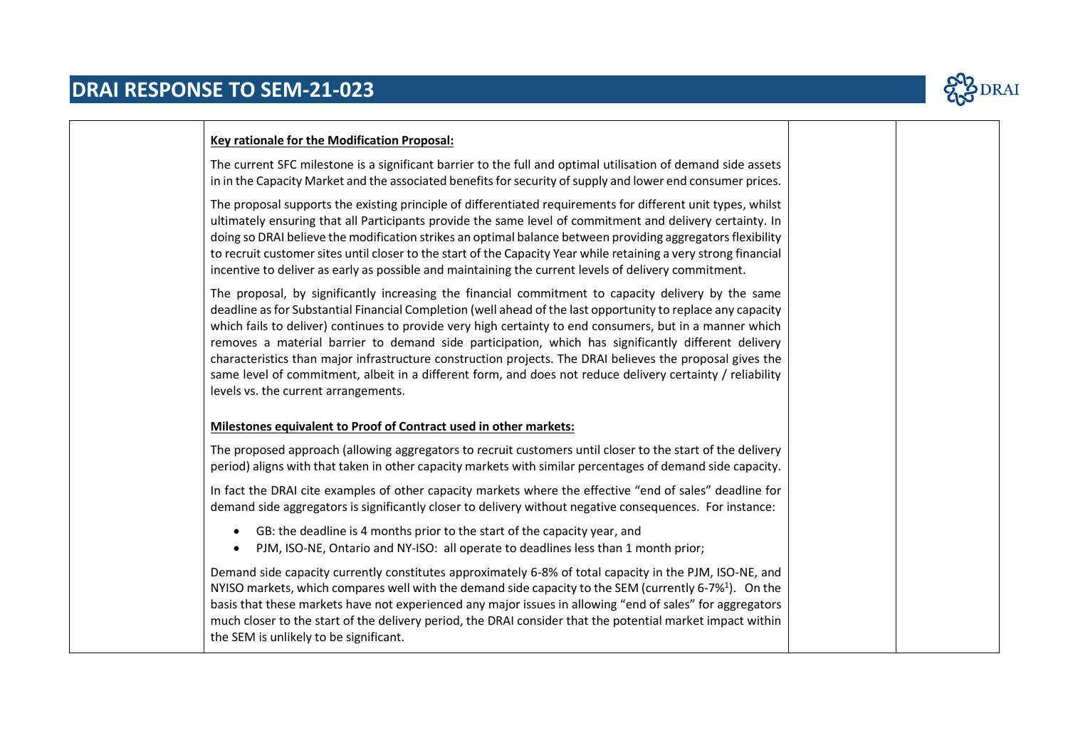**Key rationale for the Modification Proposal:**

The current SFC milestone is a significant barrier to the full and optimal utilisation of demand side assets in in the Capacity Market and the associated benefits for security of supply and lower end consumer prices.

The proposal supports the existing principle of differentiated requirements for different unit types, whilst ultimately ensuring that all Participants provide the same level of commitment and delivery certainty. In doing so DRAI believe the modification strikes an optimal balance between providing aggregators flexibility to recruit customer sites until closer to the start of the Capacity Year while retaining a very strong financial incentive to deliver as early as possible and maintaining the current levels of delivery commitment.

The proposal, by significantly increasing the financial commitment to capacity delivery by the same deadline as for Substantial Financial Completion (well ahead of the last opportunity to replace any capacity which fails to deliver) continues to provide very high certainty to end consumers, but in a manner which removes a material barrier to demand side participation, which has significantly different delivery characteristics than major infrastructure construction projects. The DRAI believes the proposal gives the same level of commitment, albeit in a different form, and does not reduce delivery certainty / reliability levels vs. the current arrangements.

**Milestones equivalent to Proof of Contract used in other markets:**

The proposed approach (allowing aggregators to recruit customers until closer to the start of the delivery period) aligns with that taken in other capacity markets with similar percentages of demand side capacity.

In fact the DRAI cite examples of other capacity markets where the effective "end of sales" deadline for demand side aggregators is significantly closer to delivery without negative consequences. For instance:

- GB: the deadline is 4 months prior to the start of the capacity year, and
- PJM, ISO-NE, Ontario and NY-ISO: all operate to deadlines less than 1 month prior;

Demand side capacity currently constitutes approximately 6-8% of total capacity in the PJM, ISO-NE, and NYISO markets, which compares well with the demand side capacity to the SEM (currently 6-7%[1]). On the basis that these markets have not experienced any major issues in allowing "end of sales" for aggregators much closer to the start of the delivery period, the DRAI consider that the potential market impact within the SEM is unlikely to be significant.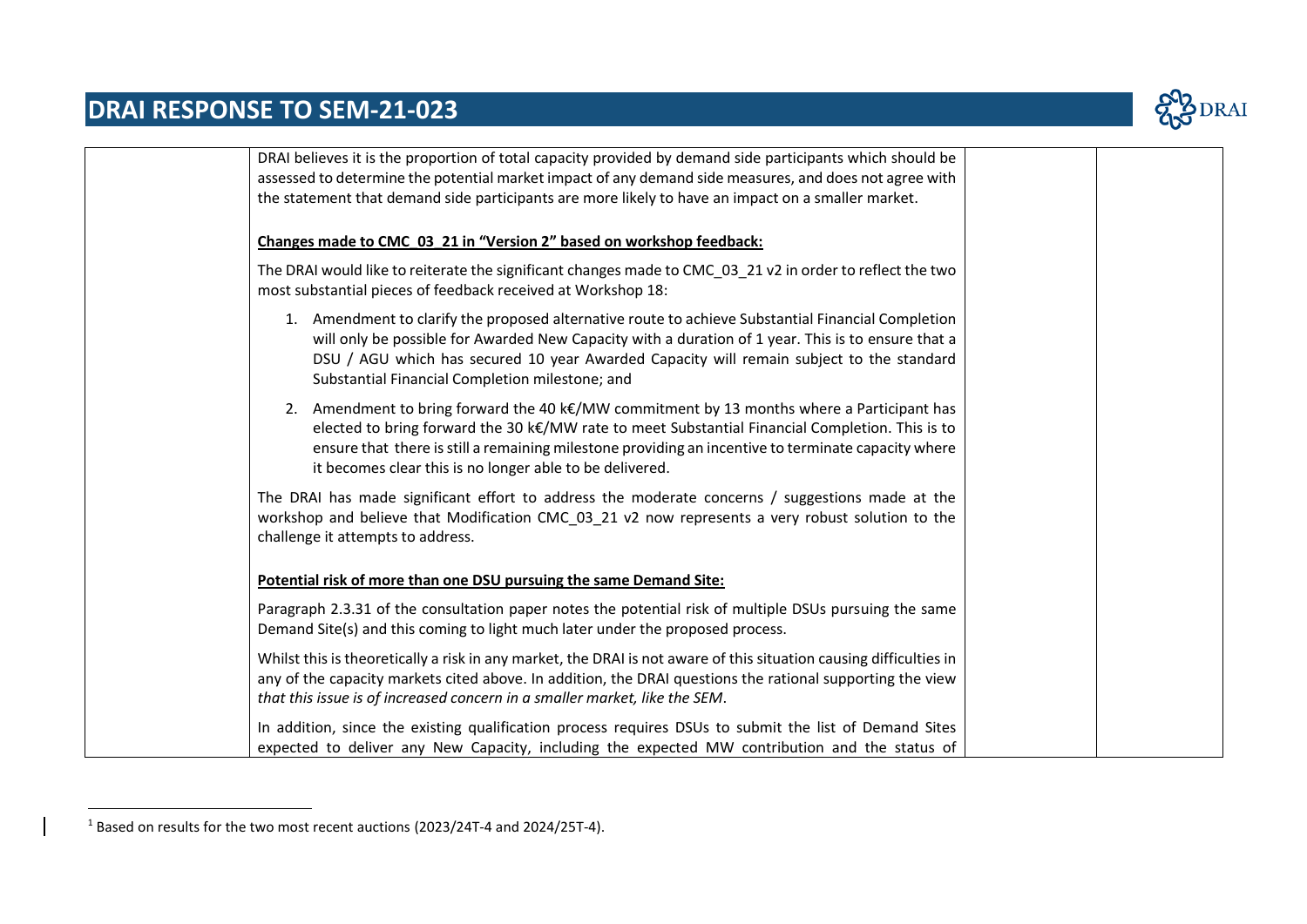| | | | |
|---|---|---|---|
| | DRAI believes it is the proportion of total capacity provided by demand side participants which should be assessed to determine the potential market impact of any demand side measures, and does not agree with the statement that demand side participants are more likely to have an impact on a smaller market.<br><br>**<u>Changes made to CMC_03_21 in "Version 2" based on workshop feedback:</u>**<br><br>The DRAI would like to reiterate the significant changes made to CMC_03_21 v2 in order to reflect the two most substantial pieces of feedback received at Workshop 18:<br><br>1. Amendment to clarify the proposed alternative route to achieve Substantial Financial Completion will only be possible for Awarded New Capacity with a duration of 1 year. This is to ensure that a DSU / AGU which has secured 10 year Awarded Capacity will remain subject to the standard Substantial Financial Completion milestone; and<br>2. Amendment to bring forward the 40 k€/MW commitment by 13 months where a Participant has elected to bring forward the 30 k€/MW rate to meet Substantial Financial Completion. This is to ensure that there is still a remaining milestone providing an incentive to terminate capacity where it becomes clear this is no longer able to be delivered.<br><br>The DRAI has made significant effort to address the moderate concerns / suggestions made at the workshop and believe that Modification CMC_03_21 v2 now represents a very robust solution to the challenge it attempts to address.<br><br>**<u>Potential risk of more than one DSU pursuing the same Demand Site:</u>**<br><br>Paragraph 2.3.31 of the consultation paper notes the potential risk of multiple DSUs pursuing the same Demand Site(s) and this coming to light much later under the proposed process.<br><br>Whilst this is theoretically a risk in any market, the DRAI is not aware of this situation causing difficulties in any of the capacity markets cited above. In addition, the DRAI questions the rational supporting the view *that this issue is of increased concern in a smaller market, like the SEM*.<br><br>In addition, since the existing qualification process requires DSUs to submit the list of Demand Sites expected to deliver any New Capacity, including the expected MW contribution and the status of | | |

[1] Based on results for the two most recent auctions (2023/24T-4 and 2024/25T-4).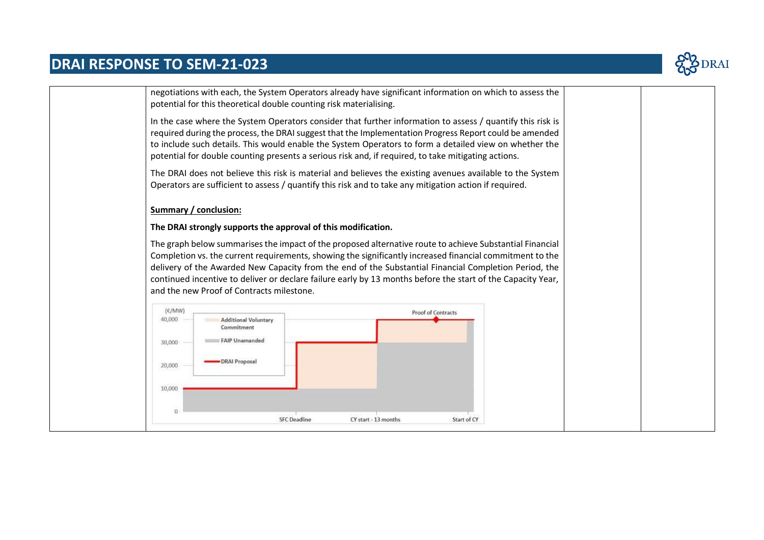negotiations with each, the System Operators already have significant information on which to assess the potential for this theoretical double counting risk materialising.

In the case where the System Operators consider that further information to assess / quantify this risk is required during the process, the DRAI suggest that the Implementation Progress Report could be amended to include such details. This would enable the System Operators to form a detailed view on whether the potential for double counting presents a serious risk and, if required, to take mitigating actions.

The DRAI does not believe this risk is material and believes the existing avenues available to the System Operators are sufficient to assess / quantify this risk and to take any mitigation action if required.

**Summary / conclusion:**

**The DRAI strongly supports the approval of this modification.**

The graph below summarises the impact of the proposed alternative route to achieve Substantial Financial Completion vs. the current requirements, showing the significantly increased financial commitment to the delivery of the Awarded New Capacity from the end of the Substantial Financial Completion Period, the continued incentive to deliver or declare failure early by 13 months before the start of the Capacity Year, and the new Proof of Contracts milestone.

(€/MW)
40,000
30,000
20,000
10,000
0

Additional Voluntary Commitment
FAIP Unamanded
DRAI Proposal

Proof of Contracts

SFC Deadline
CY start - 13 months
Start of CY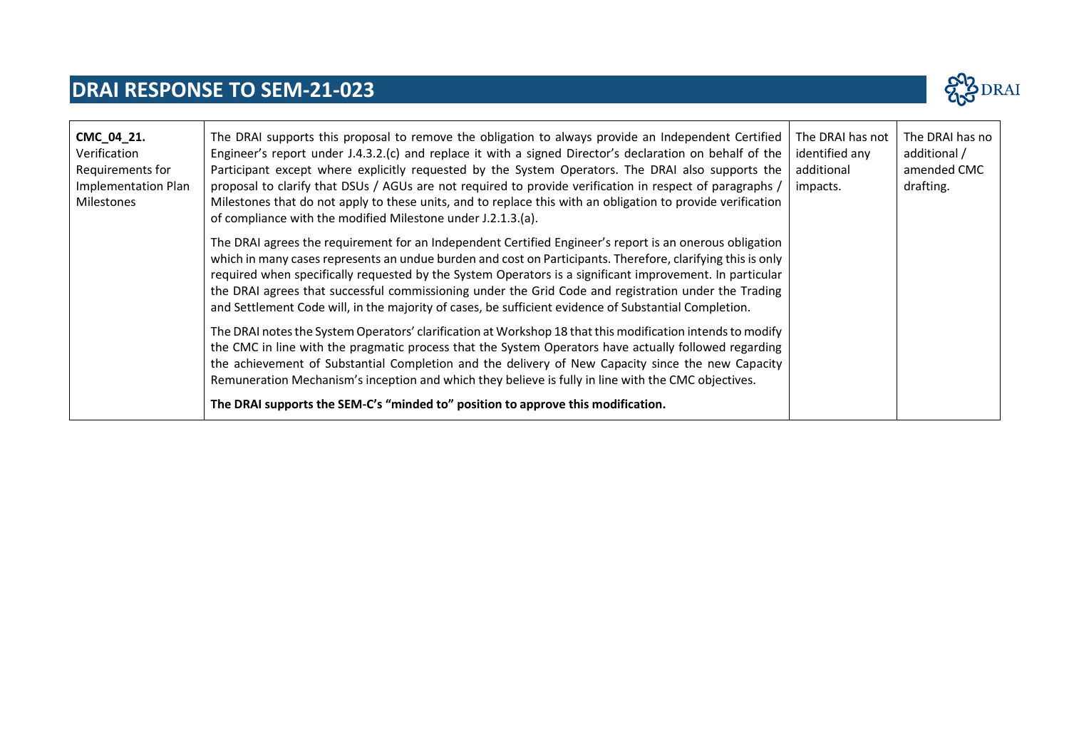# DRAI RESPONSE TO SEM-21-023

| | | | |
|---|---|---|---|
| **CMC_04_21.** Verification Requirements for Implementation Plan Milestones | The DRAI supports this proposal to remove the obligation to always provide an Independent Certified Engineer's report under J.4.3.2.(c) and replace it with a signed Director's declaration on behalf of the Participant except where explicitly requested by the System Operators. The DRAI also supports the proposal to clarify that DSUs / AGUs are not required to provide verification in respect of paragraphs / Milestones that do not apply to these units, and to replace this with an obligation to provide verification of compliance with the modified Milestone under J.2.1.3.(a).<br><br>The DRAI agrees the requirement for an Independent Certified Engineer's report is an onerous obligation which in many cases represents an undue burden and cost on Participants. Therefore, clarifying this is only required when specifically requested by the System Operators is a significant improvement. In particular the DRAI agrees that successful commissioning under the Grid Code and registration under the Trading and Settlement Code will, in the majority of cases, be sufficient evidence of Substantial Completion.<br><br>The DRAI notes the System Operators' clarification at Workshop 18 that this modification intends to modify the CMC in line with the pragmatic process that the System Operators have actually followed regarding the achievement of Substantial Completion and the delivery of New Capacity since the new Capacity Remuneration Mechanism's inception and which they believe is fully in line with the CMC objectives.<br><br>**The DRAI supports the SEM-C's "minded to" position to approve this modification.** | The DRAI has not identified any additional impacts. | The DRAI has no additional / amended CMC drafting. |